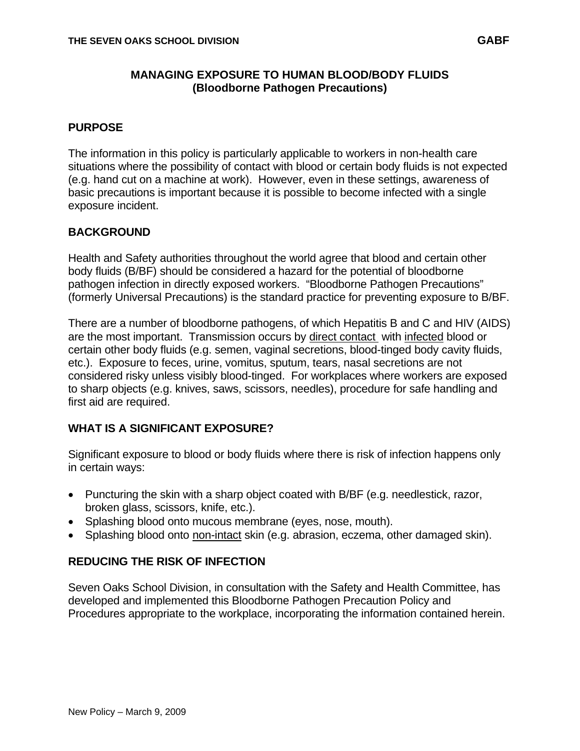# MANAGING EXPOSURE TO HUMAN BLOOD/BODY FLUIDS (Bloodborne Pathogen Precautions)

## PURPOSE

The information in this policy is particularly applicable to workers in non-health care situations where the possibility of contact with blood or certain body fluids is not expected (e.g. hand cut on a machine at work). However, even in these settings, awareness of basic precautions is important because it is possible to become infected with a single exposure incident.

## BACKGROUND

Health and Safety authorities throughout the world agree that blood and certain other body fluids (B/BF) should be considered a hazard for the potential of bloodborne pathogen infection in directly exposed workers. "Bloodborne Pathogen Precautions" (formerly Universal Precautions) is the standard practice for preventing exposure to B/BF.

There are a number of bloodborne pathogens, of which Hepatitis B and C and HIV (AIDS) are the most important. Transmission occurs by <u>direct contact</u> with <u>infected</u> blood or certain other body fluids (e.g. semen, vaginal secretions, blood-tinged body cavity fluids, etc.). Exposure to feces, urine, vomitus, sputum, tears, nasal secretions are not considered risky unless visibly blood-tinged. For workplaces where workers are exposed to sharp objects (e.g. knives, saws, scissors, needles), procedure for safe handling and first aid are required.

## WHAT IS A SIGNIFICANT EXPOSURE?

Significant exposure to blood or body fluids where there is risk of infection happens only in certain ways:

- Puncturing the skin with a sharp object coated with B/BF (e.g. needlestick, razor, broken glass, scissors, knife, etc.).
- Splashing blood onto mucous membrane (eyes, nose, mouth).
- Splashing blood onto <u>non-intact</u> skin (e.g. abrasion, eczema, other damaged skin).

## REDUCING THE RISK OF INFECTION

Seven Oaks School Division, in consultation with the Safety and Health Committee, has developed and implemented this Bloodborne Pathogen Precaution Policy and Procedures appropriate to the workplace, incorporating the information contained herein.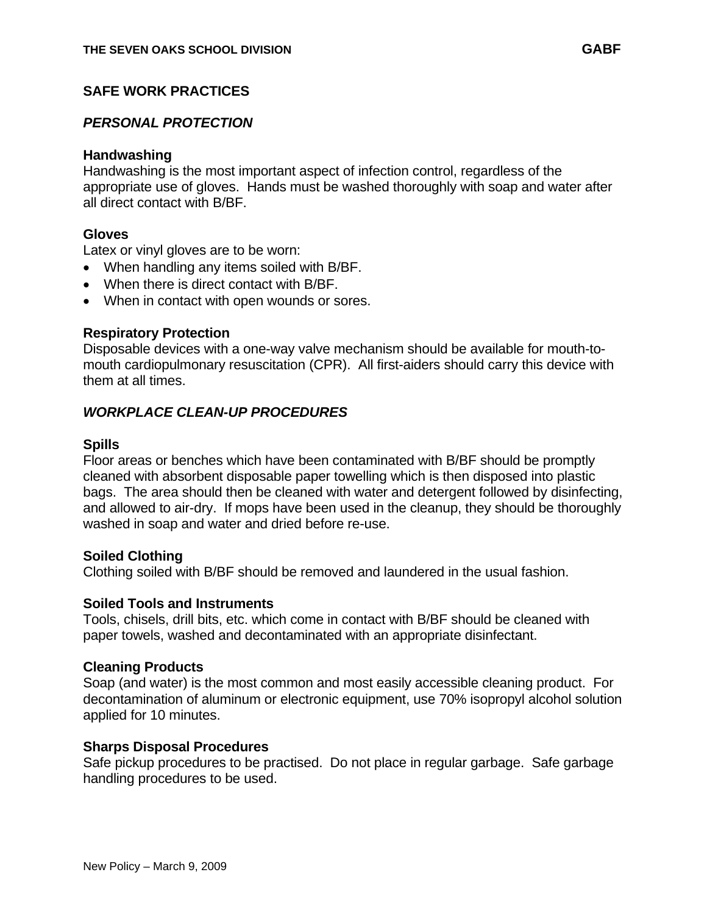## SAFE WORK PRACTICES

### *PERSONAL PROTECTION*

**Handwashing**
Handwashing is the most important aspect of infection control, regardless of the appropriate use of gloves. Hands must be washed thoroughly with soap and water after all direct contact with B/BF.

**Gloves**
Latex or vinyl gloves are to be worn:

- When handling any items soiled with B/BF.
- When there is direct contact with B/BF.
- When in contact with open wounds or sores.

**Respiratory Protection**
Disposable devices with a one-way valve mechanism should be available for mouth-to-mouth cardiopulmonary resuscitation (CPR). All first-aiders should carry this device with them at all times.

### *WORKPLACE CLEAN-UP PROCEDURES*

**Spills**
Floor areas or benches which have been contaminated with B/BF should be promptly cleaned with absorbent disposable paper towelling which is then disposed into plastic bags. The area should then be cleaned with water and detergent followed by disinfecting, and allowed to air-dry. If mops have been used in the cleanup, they should be thoroughly washed in soap and water and dried before re-use.

**Soiled Clothing**
Clothing soiled with B/BF should be removed and laundered in the usual fashion.

**Soiled Tools and Instruments**
Tools, chisels, drill bits, etc. which come in contact with B/BF should be cleaned with paper towels, washed and decontaminated with an appropriate disinfectant.

**Cleaning Products**
Soap (and water) is the most common and most easily accessible cleaning product. For decontamination of aluminum or electronic equipment, use 70% isopropyl alcohol solution applied for 10 minutes.

**Sharps Disposal Procedures**
Safe pickup procedures to be practised. Do not place in regular garbage. Safe garbage handling procedures to be used.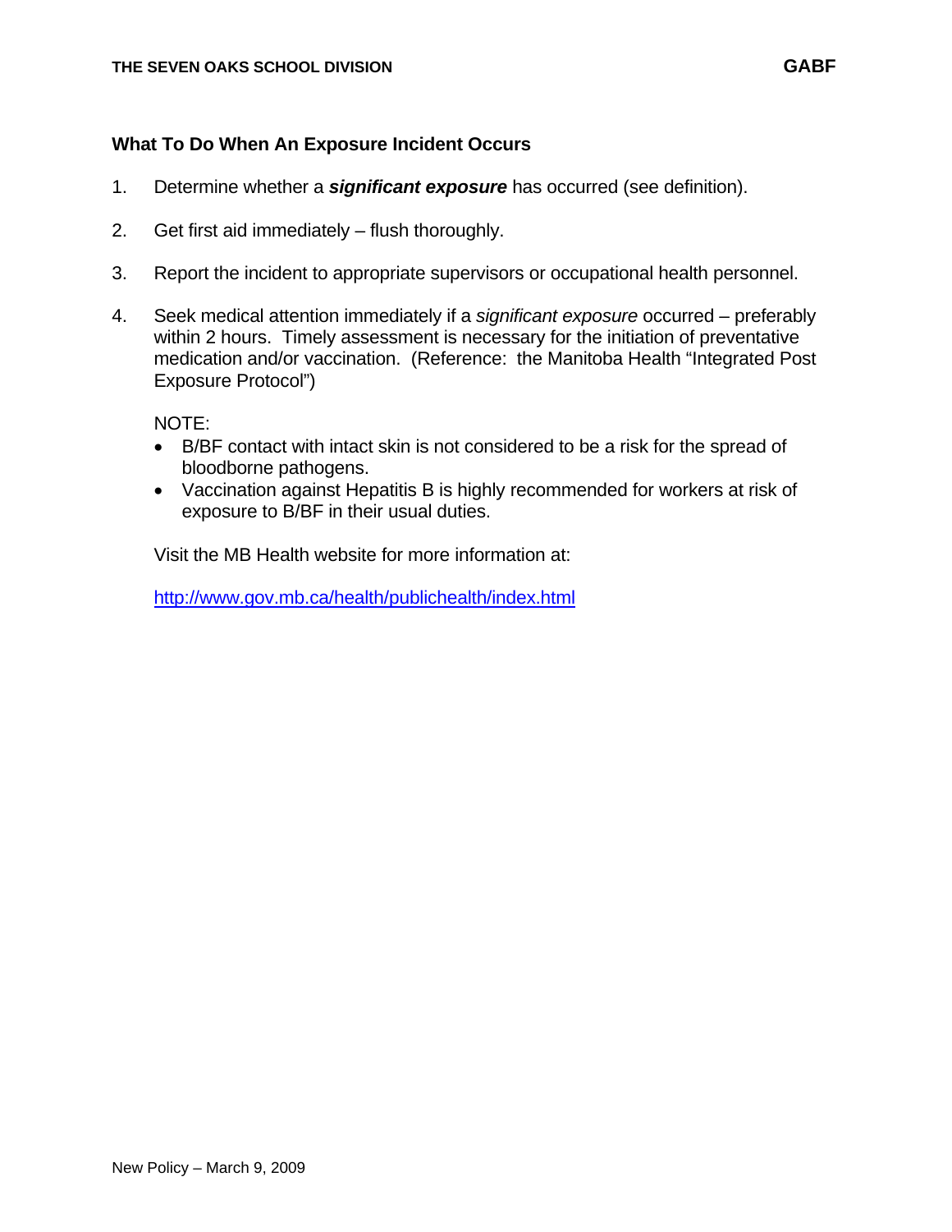### What To Do When An Exposure Incident Occurs

1. Determine whether a ***significant exposure*** has occurred (see definition).

2. Get first aid immediately – flush thoroughly.

3. Report the incident to appropriate supervisors or occupational health personnel.

4. Seek medical attention immediately if a *significant exposure* occurred – preferably within 2 hours. Timely assessment is necessary for the initiation of preventative medication and/or vaccination. (Reference: the Manitoba Health "Integrated Post Exposure Protocol")

   NOTE:
   - B/BF contact with intact skin is not considered to be a risk for the spread of bloodborne pathogens.
   - Vaccination against Hepatitis B is highly recommended for workers at risk of exposure to B/BF in their usual duties.

   Visit the MB Health website for more information at:

   http://www.gov.mb.ca/health/publichealth/index.html

New Policy – March 9, 2009